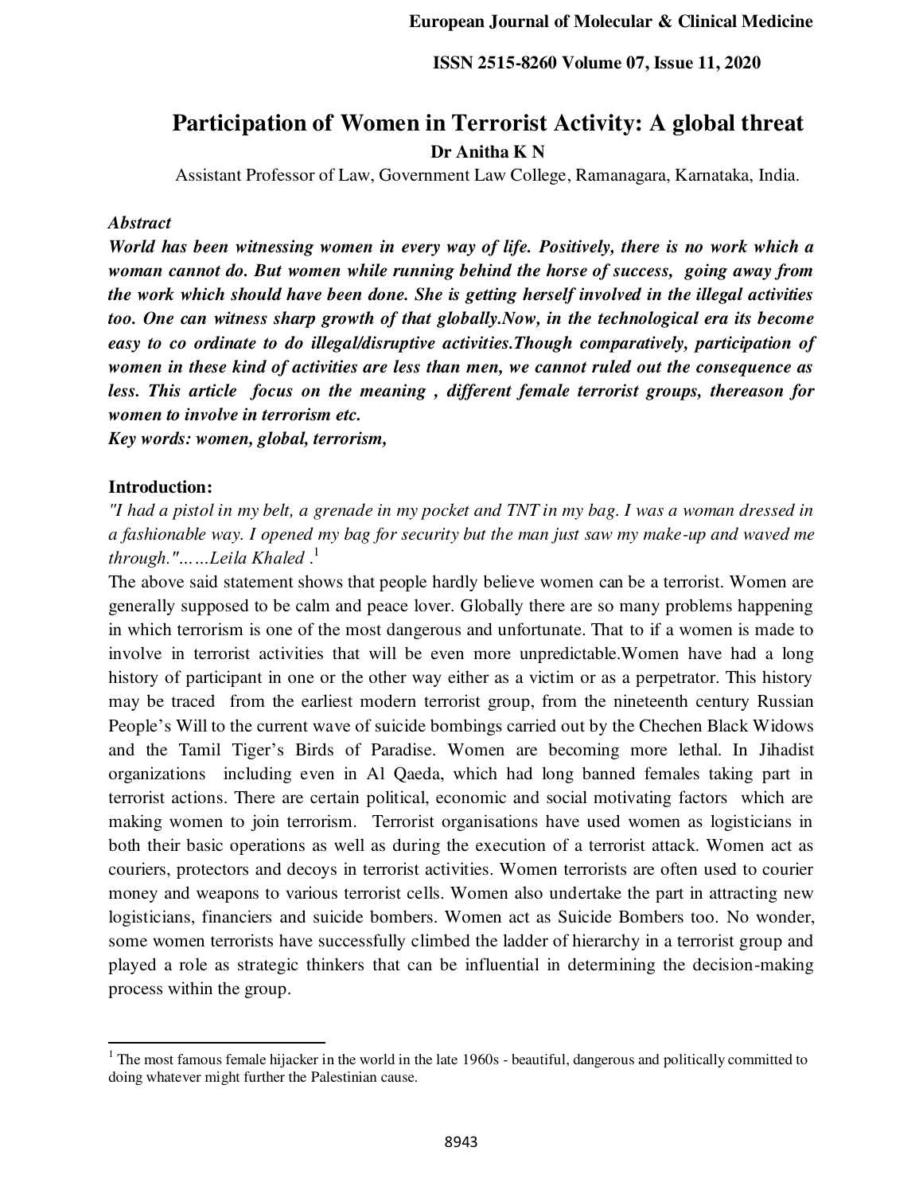# Participation of Women in Terrorist Activity: A global threat

**Dr Anitha K N**

Assistant Professor of Law, Government Law College, Ramanagara, Karnataka, India.

***Abstract***

***World has been witnessing women in every way of life. Positively, there is no work which a woman cannot do. But women while running behind the horse of success, going away from the work which should have been done. She is getting herself involved in the illegal activities too. One can witness sharp growth of that globally.Now, in the technological era its become easy to co ordinate to do illegal/disruptive activities.Though comparatively, participation of women in these kind of activities are less than men, we cannot ruled out the consequence as less. This article focus on the meaning , different female terrorist groups, thereason for women to involve in terrorism etc.***

***Key words: women, global, terrorism,***

## Introduction:

*"I had a pistol in my belt, a grenade in my pocket and TNT in my bag. I was a woman dressed in a fashionable way. I opened my bag for security but the man just saw my make-up and waved me through."……Leila Khaled .*[1]

The above said statement shows that people hardly believe women can be a terrorist. Women are generally supposed to be calm and peace lover. Globally there are so many problems happening in which terrorism is one of the most dangerous and unfortunate. That to if a women is made to involve in terrorist activities that will be even more unpredictable.Women have had a long history of participant in one or the other way either as a victim or as a perpetrator. This history may be traced from the earliest modern terrorist group, from the nineteenth century Russian People's Will to the current wave of suicide bombings carried out by the Chechen Black Widows and the Tamil Tiger's Birds of Paradise. Women are becoming more lethal. In Jihadist organizations including even in Al Qaeda, which had long banned females taking part in terrorist actions. There are certain political, economic and social motivating factors which are making women to join terrorism. Terrorist organisations have used women as logisticians in both their basic operations as well as during the execution of a terrorist attack. Women act as couriers, protectors and decoys in terrorist activities. Women terrorists are often used to courier money and weapons to various terrorist cells. Women also undertake the part in attracting new logisticians, financiers and suicide bombers. Women act as Suicide Bombers too. No wonder, some women terrorists have successfully climbed the ladder of hierarchy in a terrorist group and played a role as strategic thinkers that can be influential in determining the decision-making process within the group.

---

[1] The most famous female hijacker in the world in the late 1960s - beautiful, dangerous and politically committed to doing whatever might further the Palestinian cause.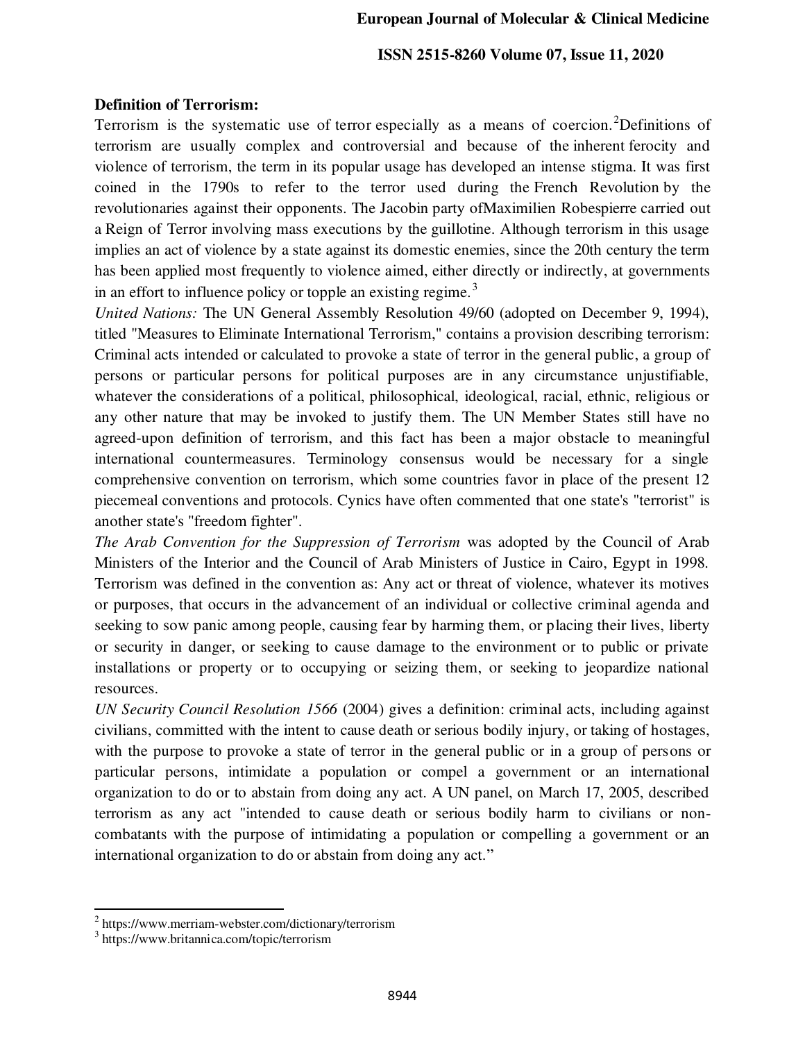**Definition of Terrorism:**

Terrorism is the systematic use of terror especially as a means of coercion.[2] Definitions of terrorism are usually complex and controversial and because of the inherent ferocity and violence of terrorism, the term in its popular usage has developed an intense stigma. It was first coined in the 1790s to refer to the terror used during the French Revolution by the revolutionaries against their opponents. The Jacobin party ofMaximilien Robespierre carried out a Reign of Terror involving mass executions by the guillotine. Although terrorism in this usage implies an act of violence by a state against its domestic enemies, since the 20th century the term has been applied most frequently to violence aimed, either directly or indirectly, at governments in an effort to influence policy or topple an existing regime.[3]

*United Nations:* The UN General Assembly Resolution 49/60 (adopted on December 9, 1994), titled "Measures to Eliminate International Terrorism," contains a provision describing terrorism: Criminal acts intended or calculated to provoke a state of terror in the general public, a group of persons or particular persons for political purposes are in any circumstance unjustifiable, whatever the considerations of a political, philosophical, ideological, racial, ethnic, religious or any other nature that may be invoked to justify them. The UN Member States still have no agreed-upon definition of terrorism, and this fact has been a major obstacle to meaningful international countermeasures. Terminology consensus would be necessary for a single comprehensive convention on terrorism, which some countries favor in place of the present 12 piecemeal conventions and protocols. Cynics have often commented that one state's "terrorist" is another state's "freedom fighter".

*The Arab Convention for the Suppression of Terrorism* was adopted by the Council of Arab Ministers of the Interior and the Council of Arab Ministers of Justice in Cairo, Egypt in 1998. Terrorism was defined in the convention as: Any act or threat of violence, whatever its motives or purposes, that occurs in the advancement of an individual or collective criminal agenda and seeking to sow panic among people, causing fear by harming them, or placing their lives, liberty or security in danger, or seeking to cause damage to the environment or to public or private installations or property or to occupying or seizing them, or seeking to jeopardize national resources.

*UN Security Council Resolution 1566* (2004) gives a definition: criminal acts, including against civilians, committed with the intent to cause death or serious bodily injury, or taking of hostages, with the purpose to provoke a state of terror in the general public or in a group of persons or particular persons, intimidate a population or compel a government or an international organization to do or to abstain from doing any act. A UN panel, on March 17, 2005, described terrorism as any act "intended to cause death or serious bodily harm to civilians or non-combatants with the purpose of intimidating a population or compelling a government or an international organization to do or abstain from doing any act."

---

[2] https://www.merriam-webster.com/dictionary/terrorism

[3] https://www.britannica.com/topic/terrorism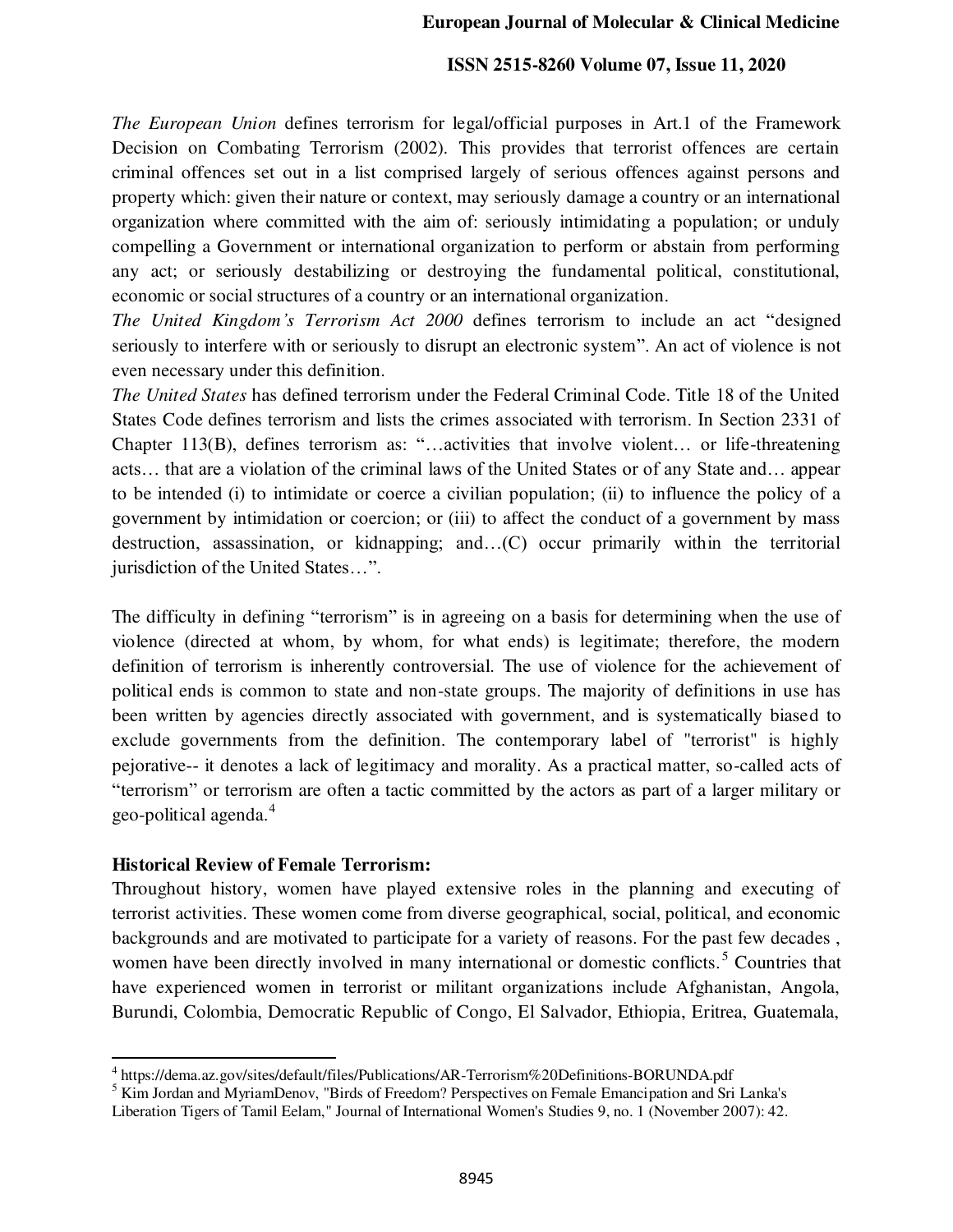*The European Union* defines terrorism for legal/official purposes in Art.1 of the Framework Decision on Combating Terrorism (2002). This provides that terrorist offences are certain criminal offences set out in a list comprised largely of serious offences against persons and property which: given their nature or context, may seriously damage a country or an international organization where committed with the aim of: seriously intimidating a population; or unduly compelling a Government or international organization to perform or abstain from performing any act; or seriously destabilizing or destroying the fundamental political, constitutional, economic or social structures of a country or an international organization.

*The United Kingdom's Terrorism Act 2000* defines terrorism to include an act "designed seriously to interfere with or seriously to disrupt an electronic system". An act of violence is not even necessary under this definition.

*The United States* has defined terrorism under the Federal Criminal Code. Title 18 of the United States Code defines terrorism and lists the crimes associated with terrorism. In Section 2331 of Chapter 113(B), defines terrorism as: "…activities that involve violent… or life-threatening acts… that are a violation of the criminal laws of the United States or of any State and… appear to be intended (i) to intimidate or coerce a civilian population; (ii) to influence the policy of a government by intimidation or coercion; or (iii) to affect the conduct of a government by mass destruction, assassination, or kidnapping; and…(C) occur primarily within the territorial jurisdiction of the United States…".

The difficulty in defining "terrorism" is in agreeing on a basis for determining when the use of violence (directed at whom, by whom, for what ends) is legitimate; therefore, the modern definition of terrorism is inherently controversial. The use of violence for the achievement of political ends is common to state and non-state groups. The majority of definitions in use has been written by agencies directly associated with government, and is systematically biased to exclude governments from the definition. The contemporary label of "terrorist" is highly pejorative-- it denotes a lack of legitimacy and morality. As a practical matter, so-called acts of "terrorism" or terrorism are often a tactic committed by the actors as part of a larger military or geo-political agenda.[4]

**Historical Review of Female Terrorism:**

Throughout history, women have played extensive roles in the planning and executing of terrorist activities. These women come from diverse geographical, social, political, and economic backgrounds and are motivated to participate for a variety of reasons. For the past few decades , women have been directly involved in many international or domestic conflicts.[5] Countries that have experienced women in terrorist or militant organizations include Afghanistan, Angola, Burundi, Colombia, Democratic Republic of Congo, El Salvador, Ethiopia, Eritrea, Guatemala,

---

[4] https://dema.az.gov/sites/default/files/Publications/AR-Terrorism%20Definitions-BORUNDA.pdf

[5] Kim Jordan and MyriamDenov, "Birds of Freedom? Perspectives on Female Emancipation and Sri Lanka's Liberation Tigers of Tamil Eelam," Journal of International Women's Studies 9, no. 1 (November 2007): 42.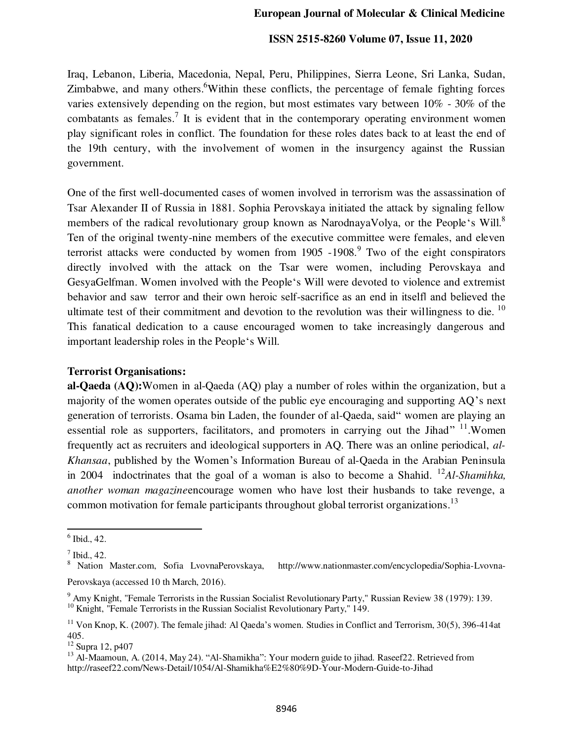Iraq, Lebanon, Liberia, Macedonia, Nepal, Peru, Philippines, Sierra Leone, Sri Lanka, Sudan, Zimbabwe, and many others.[6] Within these conflicts, the percentage of female fighting forces varies extensively depending on the region, but most estimates vary between 10% - 30% of the combatants as females.[7] It is evident that in the contemporary operating environment women play significant roles in conflict. The foundation for these roles dates back to at least the end of the 19th century, with the involvement of women in the insurgency against the Russian government.

One of the first well-documented cases of women involved in terrorism was the assassination of Tsar Alexander II of Russia in 1881. Sophia Perovskaya initiated the attack by signaling fellow members of the radical revolutionary group known as NarodnayaVolya, or the People's Will.[8] Ten of the original twenty-nine members of the executive committee were females, and eleven terrorist attacks were conducted by women from 1905 -1908.[9] Two of the eight conspirators directly involved with the attack on the Tsar were women, including Perovskaya and GesyaGelfman. Women involved with the People's Will were devoted to violence and extremist behavior and saw terror and their own heroic self-sacrifice as an end in itself‖ and believed the ultimate test of their commitment and devotion to the revolution was their willingness to die. [10] This fanatical dedication to a cause encouraged women to take increasingly dangerous and important leadership roles in the People's Will.

**Terrorist Organisations:**

**al-Qaeda (AQ):** Women in al-Qaeda (AQ) play a number of roles within the organization, but a majority of the women operates outside of the public eye encouraging and supporting AQ's next generation of terrorists. Osama bin Laden, the founder of al-Qaeda, said" women are playing an essential role as supporters, facilitators, and promoters in carrying out the Jihad" [11]. Women frequently act as recruiters and ideological supporters in AQ. There was an online periodical, *al-Khansaa*, published by the Women's Information Bureau of al-Qaeda in the Arabian Peninsula in 2004 indoctrinates that the goal of a woman is also to become a Shahid. [12] *Al-Shamihka, another woman magazine* encourage women who have lost their husbands to take revenge, a common motivation for female participants throughout global terrorist organizations.[13]

---

[6] Ibid., 42.

[7] Ibid., 42.

[8] Nation Master.com, Sofia LvovnaPerovskaya, http://www.nationmaster.com/encyclopedia/Sophia-Lvovna-Perovskaya (accessed 10 th March, 2016).

[9] Amy Knight, "Female Terrorists in the Russian Socialist Revolutionary Party," Russian Review 38 (1979): 139.

[10] Knight, "Female Terrorists in the Russian Socialist Revolutionary Party," 149.

[11] Von Knop, K. (2007). The female jihad: Al Qaeda's women. Studies in Conflict and Terrorism, 30(5), 396-414at 405.

[12] Supra 12, p407

[13] Al-Maamoun, A. (2014, May 24). "Al-Shamikha": Your modern guide to jihad. Raseef22. Retrieved from http://raseef22.com/News-Detail/1054/Al-Shamikha%E2%80%9D-Your-Modern-Guide-to-Jihad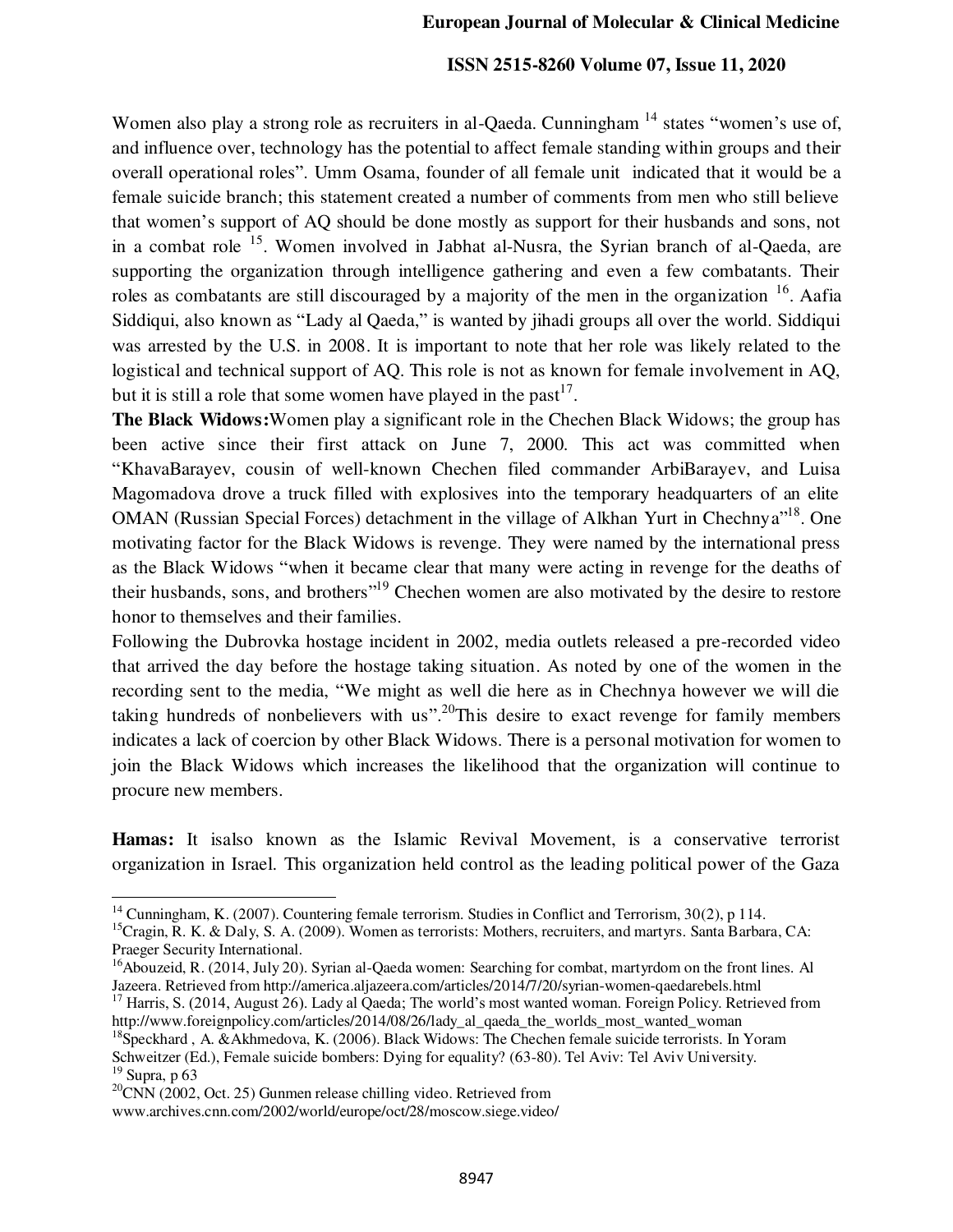Women also play a strong role as recruiters in al-Qaeda. Cunningham [14] states “women’s use of, and influence over, technology has the potential to affect female standing within groups and their overall operational roles”. Umm Osama, founder of all female unit indicated that it would be a female suicide branch; this statement created a number of comments from men who still believe that women’s support of AQ should be done mostly as support for their husbands and sons, not in a combat role [15]. Women involved in Jabhat al-Nusra, the Syrian branch of al-Qaeda, are supporting the organization through intelligence gathering and even a few combatants. Their roles as combatants are still discouraged by a majority of the men in the organization [16]. Aafia Siddiqui, also known as “Lady al Qaeda,” is wanted by jihadi groups all over the world. Siddiqui was arrested by the U.S. in 2008. It is important to note that her role was likely related to the logistical and technical support of AQ. This role is not as known for female involvement in AQ, but it is still a role that some women have played in the past[17].

**The Black Widows:** Women play a significant role in the Chechen Black Widows; the group has been active since their first attack on June 7, 2000. This act was committed when “KhavaBarayev, cousin of well-known Chechen filed commander ArbiBarayev, and Luisa Magomadova drove a truck filled with explosives into the temporary headquarters of an elite OMAN (Russian Special Forces) detachment in the village of Alkhan Yurt in Chechnya”[18]. One motivating factor for the Black Widows is revenge. They were named by the international press as the Black Widows “when it became clear that many were acting in revenge for the deaths of their husbands, sons, and brothers”[19] Chechen women are also motivated by the desire to restore honor to themselves and their families.

Following the Dubrovka hostage incident in 2002, media outlets released a pre-recorded video that arrived the day before the hostage taking situation. As noted by one of the women in the recording sent to the media, “We might as well die here as in Chechnya however we will die taking hundreds of nonbelievers with us”.[20]This desire to exact revenge for family members indicates a lack of coercion by other Black Widows. There is a personal motivation for women to join the Black Widows which increases the likelihood that the organization will continue to procure new members.

**Hamas:** It isalso known as the Islamic Revival Movement, is a conservative terrorist organization in Israel. This organization held control as the leading political power of the Gaza

---

[14] Cunningham, K. (2007). Countering female terrorism. Studies in Conflict and Terrorism, 30(2), p 114.

[15]Cragin, R. K. & Daly, S. A. (2009). Women as terrorists: Mothers, recruiters, and martyrs. Santa Barbara, CA: Praeger Security International.

[16]Abouzeid, R. (2014, July 20). Syrian al-Qaeda women: Searching for combat, martyrdom on the front lines. Al Jazeera. Retrieved from http://america.aljazeera.com/articles/2014/7/20/syrian-women-qaedarebels.html

[17] Harris, S. (2014, August 26). Lady al Qaeda; The world’s most wanted woman. Foreign Policy. Retrieved from http://www.foreignpolicy.com/articles/2014/08/26/lady_al_qaeda_the_worlds_most_wanted_woman

[18]Speckhard , A. &Akhmedova, K. (2006). Black Widows: The Chechen female suicide terrorists. In Yoram Schweitzer (Ed.), Female suicide bombers: Dying for equality? (63-80). Tel Aviv: Tel Aviv University.

[19] Supra, p 63

[20]CNN (2002, Oct. 25) Gunmen release chilling video. Retrieved from www.archives.cnn.com/2002/world/europe/oct/28/moscow.siege.video/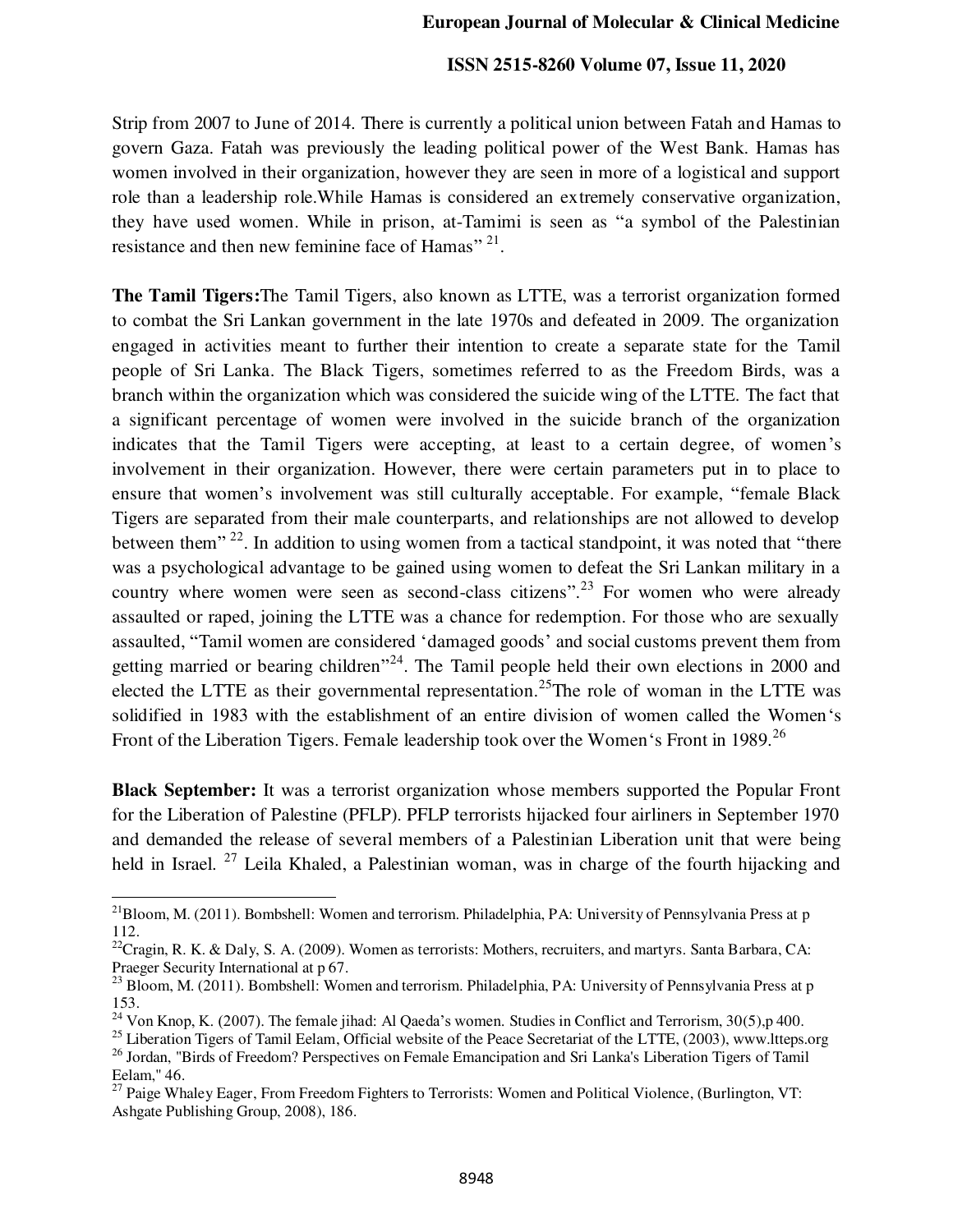Strip from 2007 to June of 2014. There is currently a political union between Fatah and Hamas to govern Gaza. Fatah was previously the leading political power of the West Bank. Hamas has women involved in their organization, however they are seen in more of a logistical and support role than a leadership role.While Hamas is considered an extremely conservative organization, they have used women. While in prison, at-Tamimi is seen as "a symbol of the Palestinian resistance and then new feminine face of Hamas" [21].

**The Tamil Tigers:**The Tamil Tigers, also known as LTTE, was a terrorist organization formed to combat the Sri Lankan government in the late 1970s and defeated in 2009. The organization engaged in activities meant to further their intention to create a separate state for the Tamil people of Sri Lanka. The Black Tigers, sometimes referred to as the Freedom Birds, was a branch within the organization which was considered the suicide wing of the LTTE. The fact that a significant percentage of women were involved in the suicide branch of the organization indicates that the Tamil Tigers were accepting, at least to a certain degree, of women's involvement in their organization. However, there were certain parameters put in to place to ensure that women's involvement was still culturally acceptable. For example, "female Black Tigers are separated from their male counterparts, and relationships are not allowed to develop between them" [22]. In addition to using women from a tactical standpoint, it was noted that "there was a psychological advantage to be gained using women to defeat the Sri Lankan military in a country where women were seen as second-class citizens".[23] For women who were already assaulted or raped, joining the LTTE was a chance for redemption. For those who are sexually assaulted, "Tamil women are considered 'damaged goods' and social customs prevent them from getting married or bearing children"[24]. The Tamil people held their own elections in 2000 and elected the LTTE as their governmental representation.[25]The role of woman in the LTTE was solidified in 1983 with the establishment of an entire division of women called the Women's Front of the Liberation Tigers. Female leadership took over the Women's Front in 1989.[26]

**Black September:** It was a terrorist organization whose members supported the Popular Front for the Liberation of Palestine (PFLP). PFLP terrorists hijacked four airliners in September 1970 and demanded the release of several members of a Palestinian Liberation unit that were being held in Israel. [27] Leila Khaled, a Palestinian woman, was in charge of the fourth hijacking and

---

[21]Bloom, M. (2011). Bombshell: Women and terrorism. Philadelphia, PA: University of Pennsylvania Press at p 112.

[22]Cragin, R. K. & Daly, S. A. (2009). Women as terrorists: Mothers, recruiters, and martyrs. Santa Barbara, CA: Praeger Security International at p 67.

[23] Bloom, M. (2011). Bombshell: Women and terrorism. Philadelphia, PA: University of Pennsylvania Press at p 153.

[24] Von Knop, K. (2007). The female jihad: Al Qaeda's women. Studies in Conflict and Terrorism, 30(5),p 400.

[25] Liberation Tigers of Tamil Eelam, Official website of the Peace Secretariat of the LTTE, (2003), www.ltteps.org

[26] Jordan, "Birds of Freedom? Perspectives on Female Emancipation and Sri Lanka's Liberation Tigers of Tamil Eelam," 46.

[27] Paige Whaley Eager, From Freedom Fighters to Terrorists: Women and Political Violence, (Burlington, VT: Ashgate Publishing Group, 2008), 186.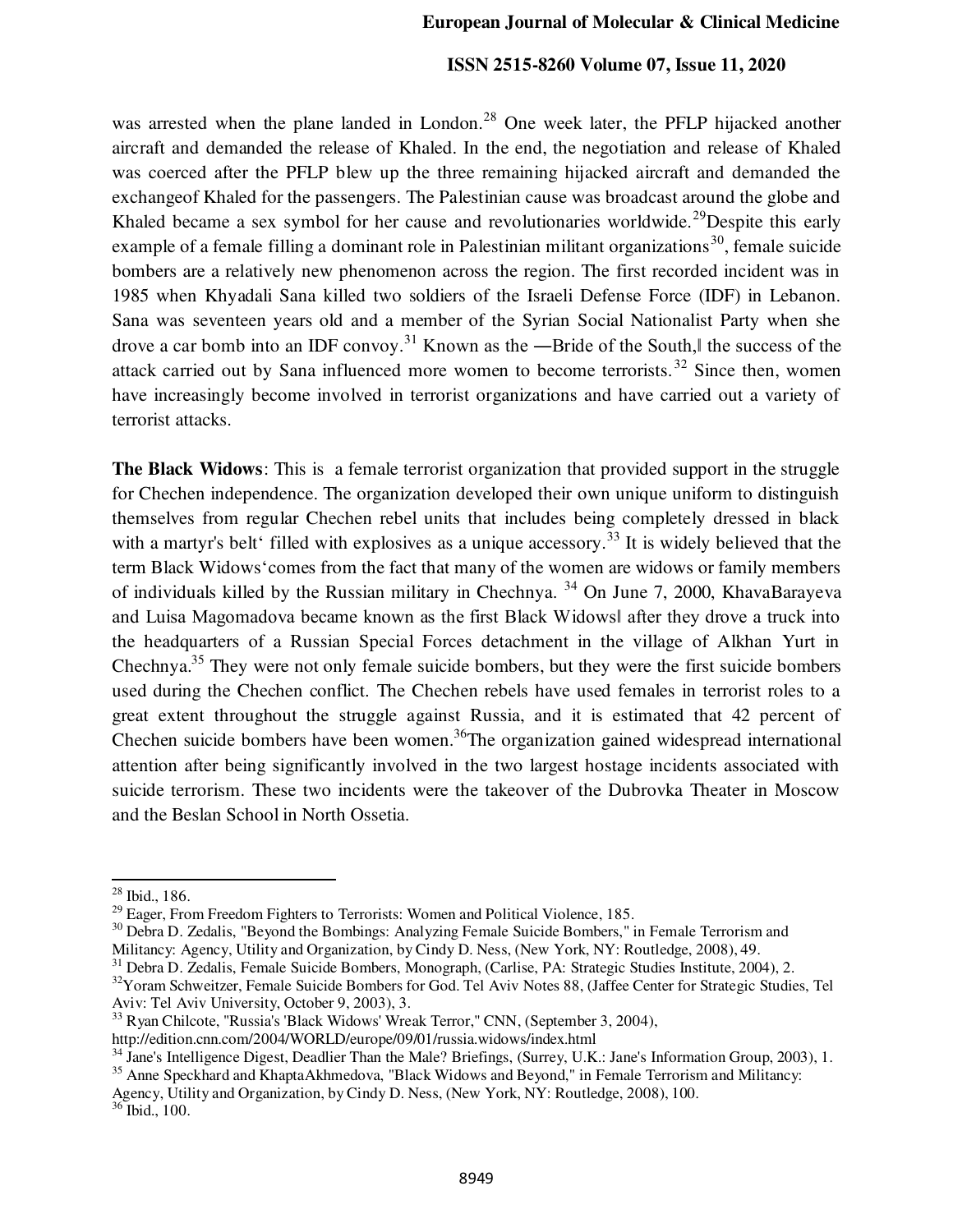was arrested when the plane landed in London.[28] One week later, the PFLP hijacked another aircraft and demanded the release of Khaled. In the end, the negotiation and release of Khaled was coerced after the PFLP blew up the three remaining hijacked aircraft and demanded the exchangeof Khaled for the passengers. The Palestinian cause was broadcast around the globe and Khaled became a sex symbol for her cause and revolutionaries worldwide.[29]Despite this early example of a female filling a dominant role in Palestinian militant organizations[30], female suicide bombers are a relatively new phenomenon across the region. The first recorded incident was in 1985 when Khyadali Sana killed two soldiers of the Israeli Defense Force (IDF) in Lebanon. Sana was seventeen years old and a member of the Syrian Social Nationalist Party when she drove a car bomb into an IDF convoy.[31] Known as the ―Bride of the South,‖ the success of the attack carried out by Sana influenced more women to become terrorists.[32] Since then, women have increasingly become involved in terrorist organizations and have carried out a variety of terrorist attacks.

**The Black Widows**: This is a female terrorist organization that provided support in the struggle for Chechen independence. The organization developed their own unique uniform to distinguish themselves from regular Chechen rebel units that includes being completely dressed in black with a martyr's belt' filled with explosives as a unique accessory.[33] It is widely believed that the term Black Widows'comes from the fact that many of the women are widows or family members of individuals killed by the Russian military in Chechnya.[34] On June 7, 2000, KhavaBarayeva and Luisa Magomadova became known as the first Black Widows‖ after they drove a truck into the headquarters of a Russian Special Forces detachment in the village of Alkhan Yurt in Chechnya.[35] They were not only female suicide bombers, but they were the first suicide bombers used during the Chechen conflict. The Chechen rebels have used females in terrorist roles to a great extent throughout the struggle against Russia, and it is estimated that 42 percent of Chechen suicide bombers have been women.[36]The organization gained widespread international attention after being significantly involved in the two largest hostage incidents associated with suicide terrorism. These two incidents were the takeover of the Dubrovka Theater in Moscow and the Beslan School in North Ossetia.

---

[28] Ibid., 186.

[29] Eager, From Freedom Fighters to Terrorists: Women and Political Violence, 185.

[30] Debra D. Zedalis, "Beyond the Bombings: Analyzing Female Suicide Bombers," in Female Terrorism and Militancy: Agency, Utility and Organization, by Cindy D. Ness, (New York, NY: Routledge, 2008), 49.

[31] Debra D. Zedalis, Female Suicide Bombers, Monograph, (Carlise, PA: Strategic Studies Institute, 2004), 2.

[32] Yoram Schweitzer, Female Suicide Bombers for God. Tel Aviv Notes 88, (Jaffee Center for Strategic Studies, Tel Aviv: Tel Aviv University, October 9, 2003), 3.

[33] Ryan Chilcote, "Russia's 'Black Widows' Wreak Terror," CNN, (September 3, 2004), http://edition.cnn.com/2004/WORLD/europe/09/01/russia.widows/index.html

[34] Jane's Intelligence Digest, Deadlier Than the Male? Briefings, (Surrey, U.K.: Jane's Information Group, 2003), 1.

[35] Anne Speckhard and KhaptaAkhmedova, "Black Widows and Beyond," in Female Terrorism and Militancy: Agency, Utility and Organization, by Cindy D. Ness, (New York, NY: Routledge, 2008), 100.

[36] Ibid., 100.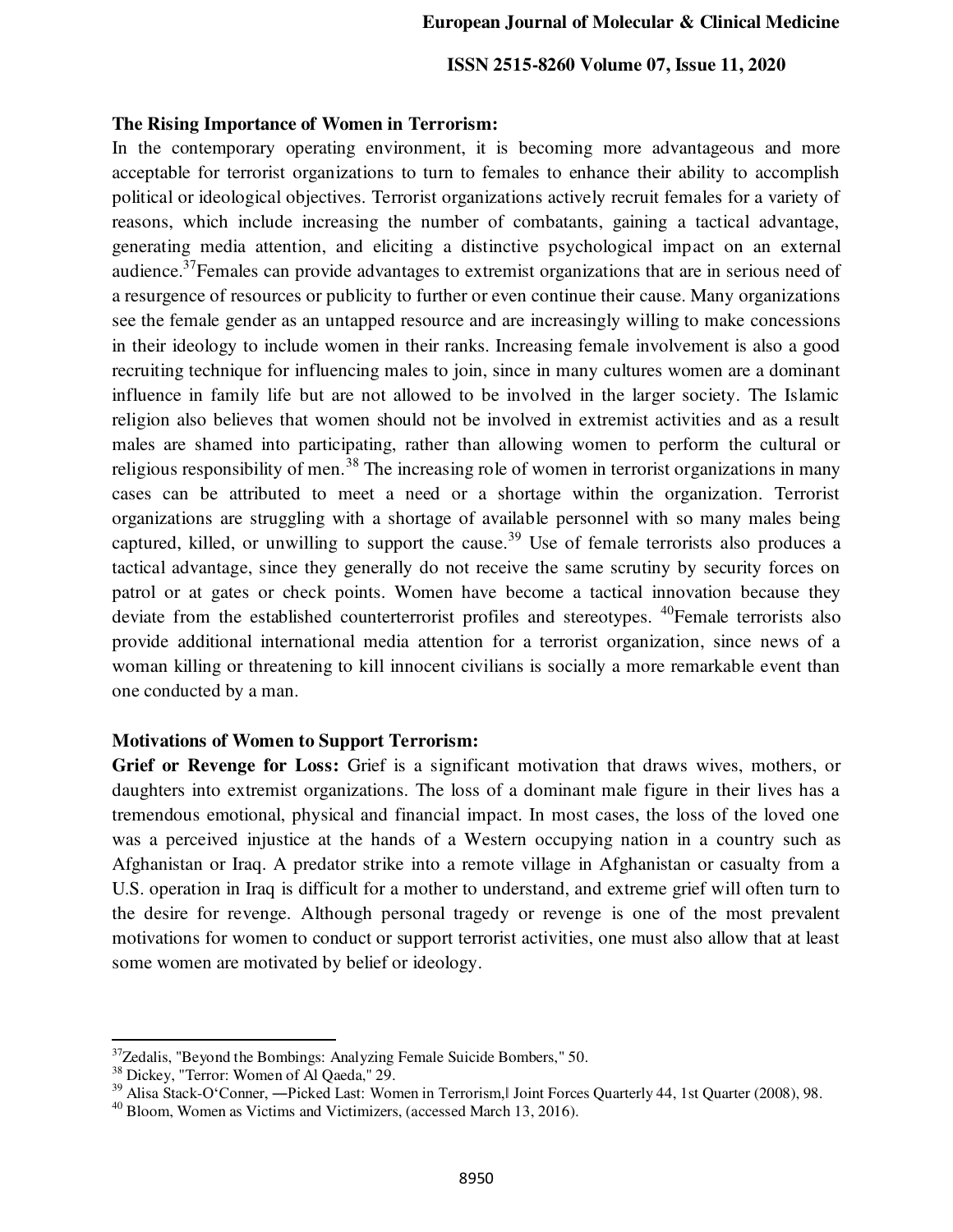**The Rising Importance of Women in Terrorism:**

In the contemporary operating environment, it is becoming more advantageous and more acceptable for terrorist organizations to turn to females to enhance their ability to accomplish political or ideological objectives. Terrorist organizations actively recruit females for a variety of reasons, which include increasing the number of combatants, gaining a tactical advantage, generating media attention, and eliciting a distinctive psychological impact on an external audience.[37]Females can provide advantages to extremist organizations that are in serious need of a resurgence of resources or publicity to further or even continue their cause. Many organizations see the female gender as an untapped resource and are increasingly willing to make concessions in their ideology to include women in their ranks. Increasing female involvement is also a good recruiting technique for influencing males to join, since in many cultures women are a dominant influence in family life but are not allowed to be involved in the larger society. The Islamic religion also believes that women should not be involved in extremist activities and as a result males are shamed into participating, rather than allowing women to perform the cultural or religious responsibility of men.[38] The increasing role of women in terrorist organizations in many cases can be attributed to meet a need or a shortage within the organization. Terrorist organizations are struggling with a shortage of available personnel with so many males being captured, killed, or unwilling to support the cause.[39] Use of female terrorists also produces a tactical advantage, since they generally do not receive the same scrutiny by security forces on patrol or at gates or check points. Women have become a tactical innovation because they deviate from the established counterterrorist profiles and stereotypes. [40]Female terrorists also provide additional international media attention for a terrorist organization, since news of a woman killing or threatening to kill innocent civilians is socially a more remarkable event than one conducted by a man.

**Motivations of Women to Support Terrorism:**

**Grief or Revenge for Loss:** Grief is a significant motivation that draws wives, mothers, or daughters into extremist organizations. The loss of a dominant male figure in their lives has a tremendous emotional, physical and financial impact. In most cases, the loss of the loved one was a perceived injustice at the hands of a Western occupying nation in a country such as Afghanistan or Iraq. A predator strike into a remote village in Afghanistan or casualty from a U.S. operation in Iraq is difficult for a mother to understand, and extreme grief will often turn to the desire for revenge. Although personal tragedy or revenge is one of the most prevalent motivations for women to conduct or support terrorist activities, one must also allow that at least some women are motivated by belief or ideology.

---

[37]Zedalis, "Beyond the Bombings: Analyzing Female Suicide Bombers," 50.

[38] Dickey, "Terror: Women of Al Qaeda," 29.

[39] Alisa Stack-O'Conner, ―Picked Last: Women in Terrorism,‖ Joint Forces Quarterly 44, 1st Quarter (2008), 98.

[40] Bloom, Women as Victims and Victimizers, (accessed March 13, 2016).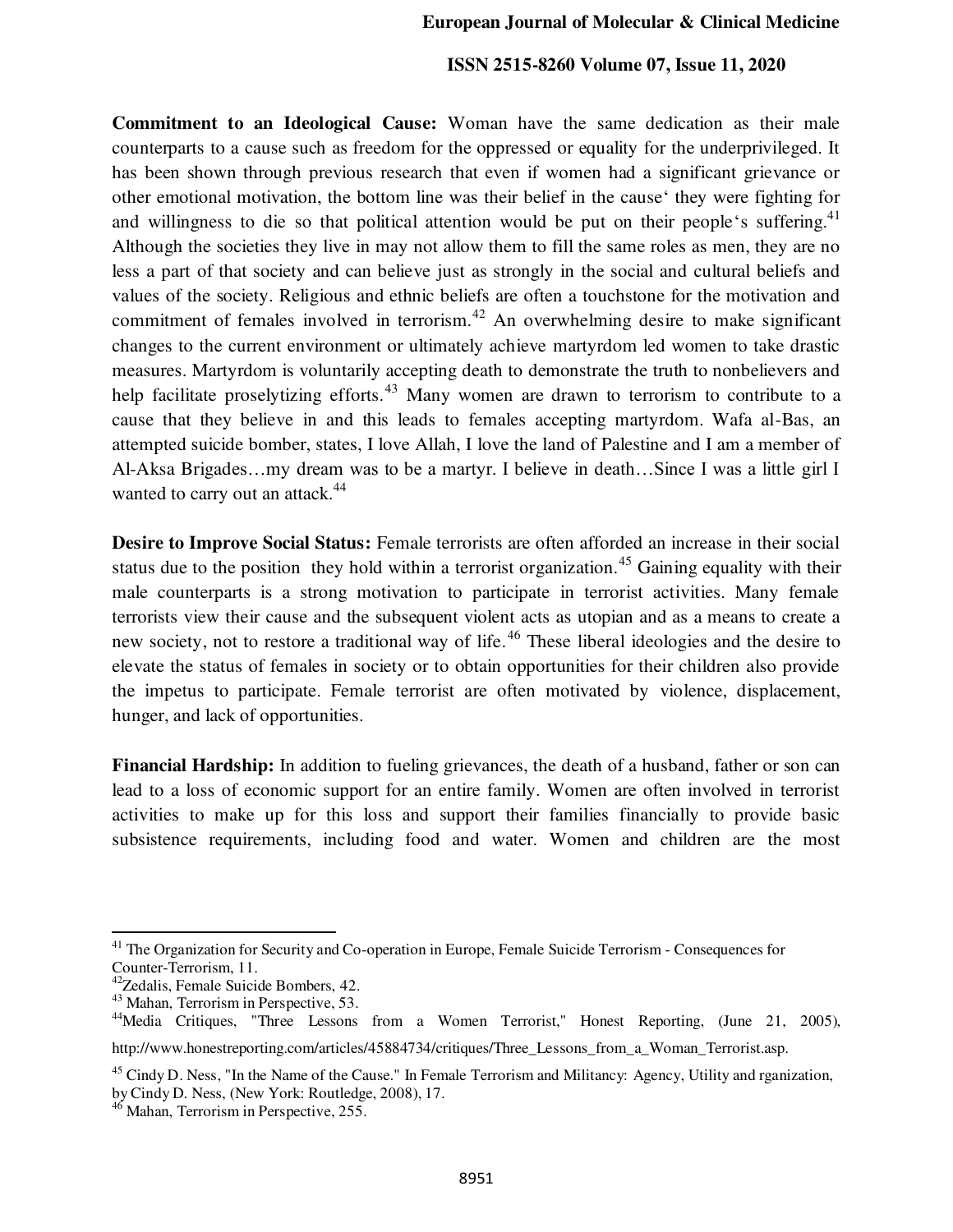**Commitment to an Ideological Cause:** Woman have the same dedication as their male counterparts to a cause such as freedom for the oppressed or equality for the underprivileged. It has been shown through previous research that even if women had a significant grievance or other emotional motivation, the bottom line was their belief in the cause' they were fighting for and willingness to die so that political attention would be put on their people's suffering.[41] Although the societies they live in may not allow them to fill the same roles as men, they are no less a part of that society and can believe just as strongly in the social and cultural beliefs and values of the society. Religious and ethnic beliefs are often a touchstone for the motivation and commitment of females involved in terrorism.[42] An overwhelming desire to make significant changes to the current environment or ultimately achieve martyrdom led women to take drastic measures. Martyrdom is voluntarily accepting death to demonstrate the truth to nonbelievers and help facilitate proselytizing efforts.[43] Many women are drawn to terrorism to contribute to a cause that they believe in and this leads to females accepting martyrdom. Wafa al-Bas, an attempted suicide bomber, states, I love Allah, I love the land of Palestine and I am a member of Al-Aksa Brigades…my dream was to be a martyr. I believe in death…Since I was a little girl I wanted to carry out an attack.[44]

**Desire to Improve Social Status:** Female terrorists are often afforded an increase in their social status due to the position they hold within a terrorist organization.[45] Gaining equality with their male counterparts is a strong motivation to participate in terrorist activities. Many female terrorists view their cause and the subsequent violent acts as utopian and as a means to create a new society, not to restore a traditional way of life.[46] These liberal ideologies and the desire to elevate the status of females in society or to obtain opportunities for their children also provide the impetus to participate. Female terrorist are often motivated by violence, displacement, hunger, and lack of opportunities.

**Financial Hardship:** In addition to fueling grievances, the death of a husband, father or son can lead to a loss of economic support for an entire family. Women are often involved in terrorist activities to make up for this loss and support their families financially to provide basic subsistence requirements, including food and water. Women and children are the most

---

[41] The Organization for Security and Co-operation in Europe, Female Suicide Terrorism - Consequences for Counter-Terrorism, 11.

[42] Zedalis, Female Suicide Bombers, 42.

[43] Mahan, Terrorism in Perspective, 53.

[44] Media Critiques, "Three Lessons from a Women Terrorist," Honest Reporting, (June 21, 2005), http://www.honestreporting.com/articles/45884734/critiques/Three_Lessons_from_a_Woman_Terrorist.asp.

[45] Cindy D. Ness, "In the Name of the Cause." In Female Terrorism and Militancy: Agency, Utility and rganization, by Cindy D. Ness, (New York: Routledge, 2008), 17.

[46] Mahan, Terrorism in Perspective, 255.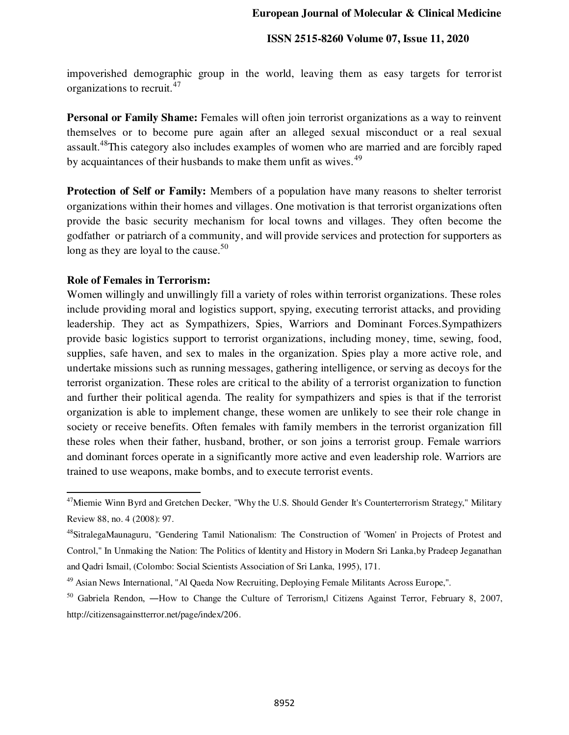impoverished demographic group in the world, leaving them as easy targets for terrorist organizations to recruit.[47]

**Personal or Family Shame:** Females will often join terrorist organizations as a way to reinvent themselves or to become pure again after an alleged sexual misconduct or a real sexual assault.[48]This category also includes examples of women who are married and are forcibly raped by acquaintances of their husbands to make them unfit as wives.[49]

**Protection of Self or Family:** Members of a population have many reasons to shelter terrorist organizations within their homes and villages. One motivation is that terrorist organizations often provide the basic security mechanism for local towns and villages. They often become the godfather or patriarch of a community, and will provide services and protection for supporters as long as they are loyal to the cause.[50]

**Role of Females in Terrorism:**

Women willingly and unwillingly fill a variety of roles within terrorist organizations. These roles include providing moral and logistics support, spying, executing terrorist attacks, and providing leadership. They act as Sympathizers, Spies, Warriors and Dominant Forces.Sympathizers provide basic logistics support to terrorist organizations, including money, time, sewing, food, supplies, safe haven, and sex to males in the organization. Spies play a more active role, and undertake missions such as running messages, gathering intelligence, or serving as decoys for the terrorist organization. These roles are critical to the ability of a terrorist organization to function and further their political agenda. The reality for sympathizers and spies is that if the terrorist organization is able to implement change, these women are unlikely to see their role change in society or receive benefits. Often females with family members in the terrorist organization fill these roles when their father, husband, brother, or son joins a terrorist group. Female warriors and dominant forces operate in a significantly more active and even leadership role. Warriors are trained to use weapons, make bombs, and to execute terrorist events.

---

[47]Miemie Winn Byrd and Gretchen Decker, "Why the U.S. Should Gender It's Counterterrorism Strategy," Military Review 88, no. 4 (2008): 97.

[48]SitralegaMaunaguru, "Gendering Tamil Nationalism: The Construction of 'Women' in Projects of Protest and Control," In Unmaking the Nation: The Politics of Identity and History in Modern Sri Lanka,by Pradeep Jeganathan and Qadri Ismail, (Colombo: Social Scientists Association of Sri Lanka, 1995), 171.

[49] Asian News International, "Al Qaeda Now Recruiting, Deploying Female Militants Across Europe,".

[50] Gabriela Rendon, ―How to Change the Culture of Terrorism,‖ Citizens Against Terror, February 8, 2007, http://citizensagainstterror.net/page/index/206.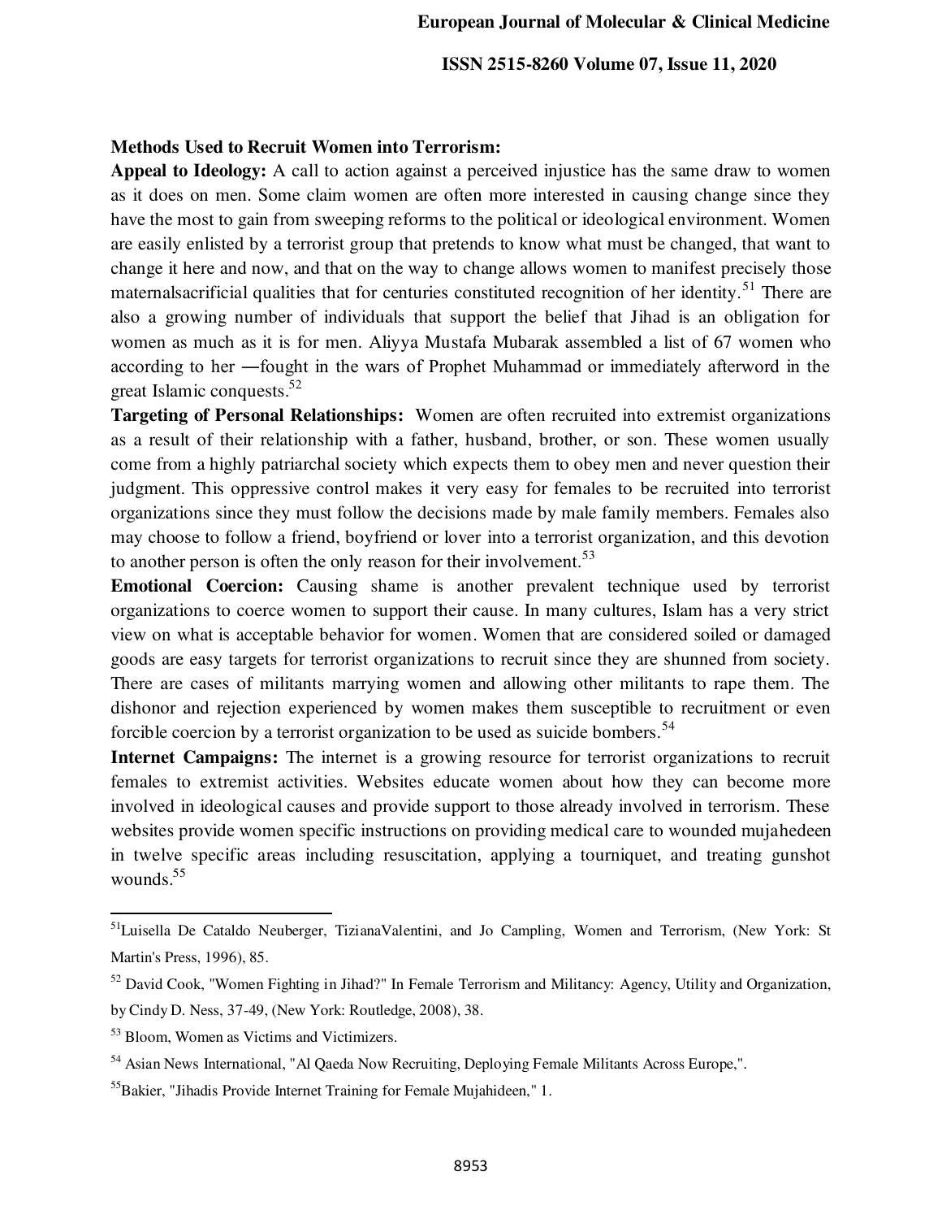**Methods Used to Recruit Women into Terrorism:**

**Appeal to Ideology:** A call to action against a perceived injustice has the same draw to women as it does on men. Some claim women are often more interested in causing change since they have the most to gain from sweeping reforms to the political or ideological environment. Women are easily enlisted by a terrorist group that pretends to know what must be changed, that want to change it here and now, and that on the way to change allows women to manifest precisely those maternalsacrificial qualities that for centuries constituted recognition of her identity.[51] There are also a growing number of individuals that support the belief that Jihad is an obligation for women as much as it is for men. Aliyya Mustafa Mubarak assembled a list of 67 women who according to her ―fought in the wars of Prophet Muhammad or immediately afterword in the great Islamic conquests.[52]

**Targeting of Personal Relationships:** Women are often recruited into extremist organizations as a result of their relationship with a father, husband, brother, or son. These women usually come from a highly patriarchal society which expects them to obey men and never question their judgment. This oppressive control makes it very easy for females to be recruited into terrorist organizations since they must follow the decisions made by male family members. Females also may choose to follow a friend, boyfriend or lover into a terrorist organization, and this devotion to another person is often the only reason for their involvement.[53]

**Emotional Coercion:** Causing shame is another prevalent technique used by terrorist organizations to coerce women to support their cause. In many cultures, Islam has a very strict view on what is acceptable behavior for women. Women that are considered soiled or damaged goods are easy targets for terrorist organizations to recruit since they are shunned from society. There are cases of militants marrying women and allowing other militants to rape them. The dishonor and rejection experienced by women makes them susceptible to recruitment or even forcible coercion by a terrorist organization to be used as suicide bombers.[54]

**Internet Campaigns:** The internet is a growing resource for terrorist organizations to recruit females to extremist activities. Websites educate women about how they can become more involved in ideological causes and provide support to those already involved in terrorism. These websites provide women specific instructions on providing medical care to wounded mujahedeen in twelve specific areas including resuscitation, applying a tourniquet, and treating gunshot wounds.[55]

---

[51] Luisella De Cataldo Neuberger, TizianaValentini, and Jo Campling, Women and Terrorism, (New York: St Martin's Press, 1996), 85.

[52] David Cook, "Women Fighting in Jihad?" In Female Terrorism and Militancy: Agency, Utility and Organization, by Cindy D. Ness, 37-49, (New York: Routledge, 2008), 38.

[53] Bloom, Women as Victims and Victimizers.

[54] Asian News International, "Al Qaeda Now Recruiting, Deploying Female Militants Across Europe,".

[55] Bakier, "Jihadis Provide Internet Training for Female Mujahideen," 1.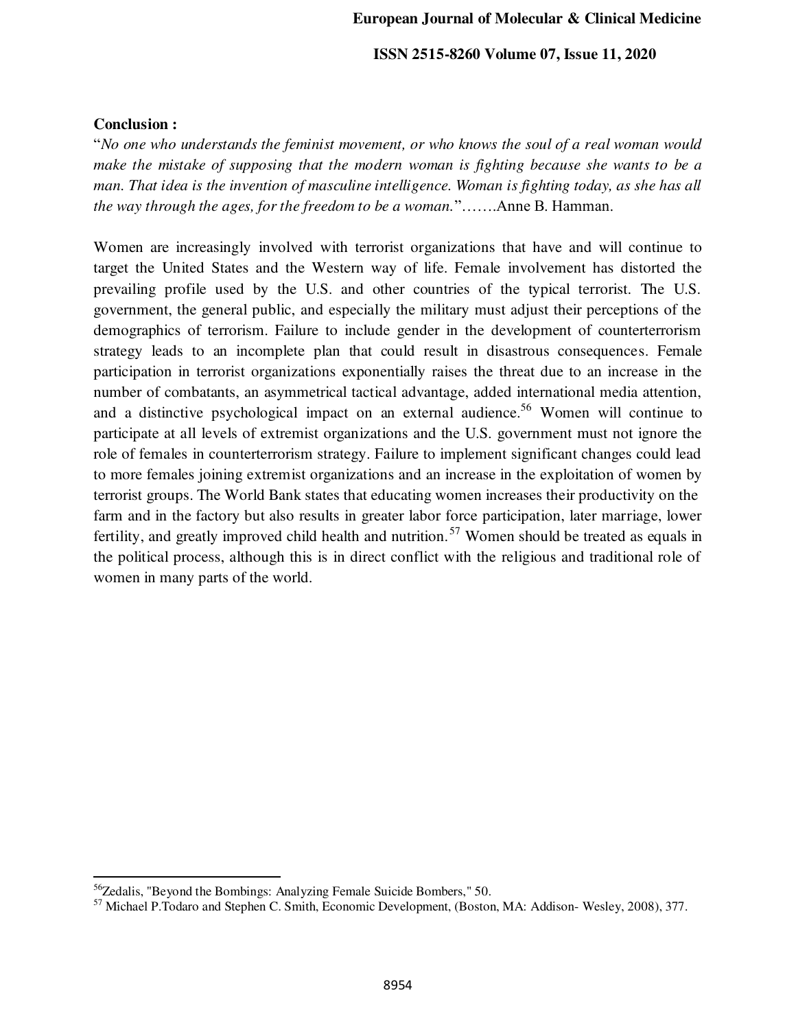**Conclusion :**

"*No one who understands the feminist movement, or who knows the soul of a real woman would make the mistake of supposing that the modern woman is fighting because she wants to be a man. That idea is the invention of masculine intelligence. Woman is fighting today, as she has all the way through the ages, for the freedom to be a woman.*"…….Anne B. Hamman.

Women are increasingly involved with terrorist organizations that have and will continue to target the United States and the Western way of life. Female involvement has distorted the prevailing profile used by the U.S. and other countries of the typical terrorist. The U.S. government, the general public, and especially the military must adjust their perceptions of the demographics of terrorism. Failure to include gender in the development of counterterrorism strategy leads to an incomplete plan that could result in disastrous consequences. Female participation in terrorist organizations exponentially raises the threat due to an increase in the number of combatants, an asymmetrical tactical advantage, added international media attention, and a distinctive psychological impact on an external audience.[56] Women will continue to participate at all levels of extremist organizations and the U.S. government must not ignore the role of females in counterterrorism strategy. Failure to implement significant changes could lead to more females joining extremist organizations and an increase in the exploitation of women by terrorist groups. The World Bank states that educating women increases their productivity on the farm and in the factory but also results in greater labor force participation, later marriage, lower fertility, and greatly improved child health and nutrition.[57] Women should be treated as equals in the political process, although this is in direct conflict with the religious and traditional role of women in many parts of the world.

---

[56] Zedalis, "Beyond the Bombings: Analyzing Female Suicide Bombers," 50.

[57] Michael P.Todaro and Stephen C. Smith, Economic Development, (Boston, MA: Addison- Wesley, 2008), 377.